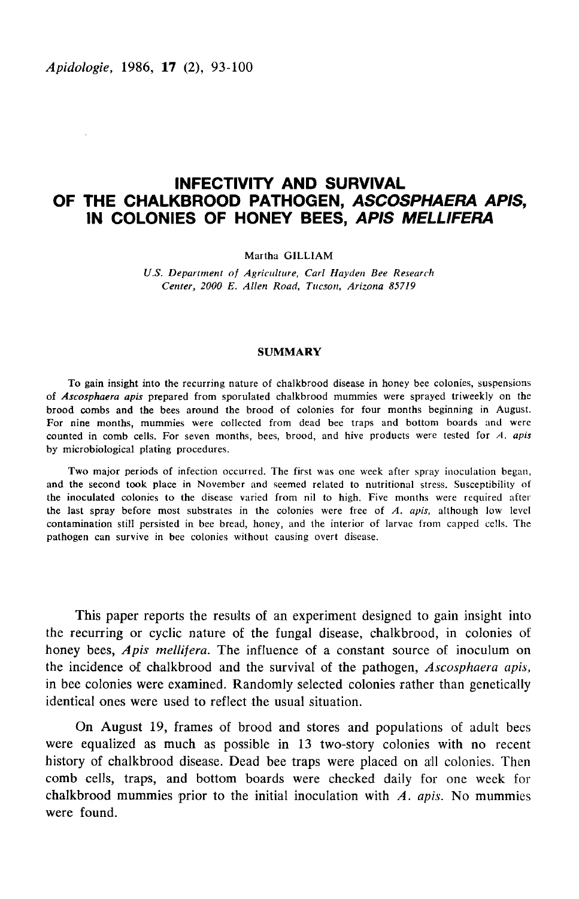# INFECTIVITY AND SURVIVAL OF THE CHALKBROOD PATHOGEN, *ASCOSPHAERA APIS*, IN COLONIES OF HONEY BEES, *APIS MELLIFERA*

Martha GILLIAM

*U.S. Department of Agriculture, Carl Hayden Bee Research Center, 2000 E. Allen Road, Tucson, Arizona 85719*

## SUMMARY

To gain insight into the recurring nature of chalkbrood disease in honey bee colonies, suspensions of *Ascosphaera apis* prepared from sporulated chalkbrood mummies were sprayed triweekly on the brood combs and the bees around the brood of colonies for four months beginning in August. For nine months, mummies were collected from dead bee traps and bottom boards and were counted in comb cells. For seven months, bees, brood, and hive products were tested for *A. apis* by microbiological plating procedures.

Two major periods of infection occurred. The first was one week after spray inoculation began, and the second took place in November and seemed related to nutritional stress. Susceptibility of the inoculated colonies to the disease varied from nil to high. Five months were required after the last spray before most substrates in the colonies were free of *A. apis*, although low level contamination still persisted in bee bread, honey, and the interior of larvae from capped cells. The pathogen can survive in bee colonies without causing overt disease.

This paper reports the results of an experiment designed to gain insight into the recurring or cyclic nature of the fungal disease, chalkbrood, in colonies of honey bees, *Apis mellifera*. The influence of a constant source of inoculum on the incidence of chalkbrood and the survival of the pathogen, *Ascosphaera apis*, in bee colonies were examined. Randomly selected colonies rather than genetically identical ones were used to reflect the usual situation.

On August 19, frames of brood and stores and populations of adult bees were equalized as much as possible in 13 two-story colonies with no recent history of chalkbrood disease. Dead bee traps were placed on all colonies. Then comb cells, traps, and bottom boards were checked daily for one week for chalkbrood mummies prior to the initial inoculation with *A. apis*. No mummies were found.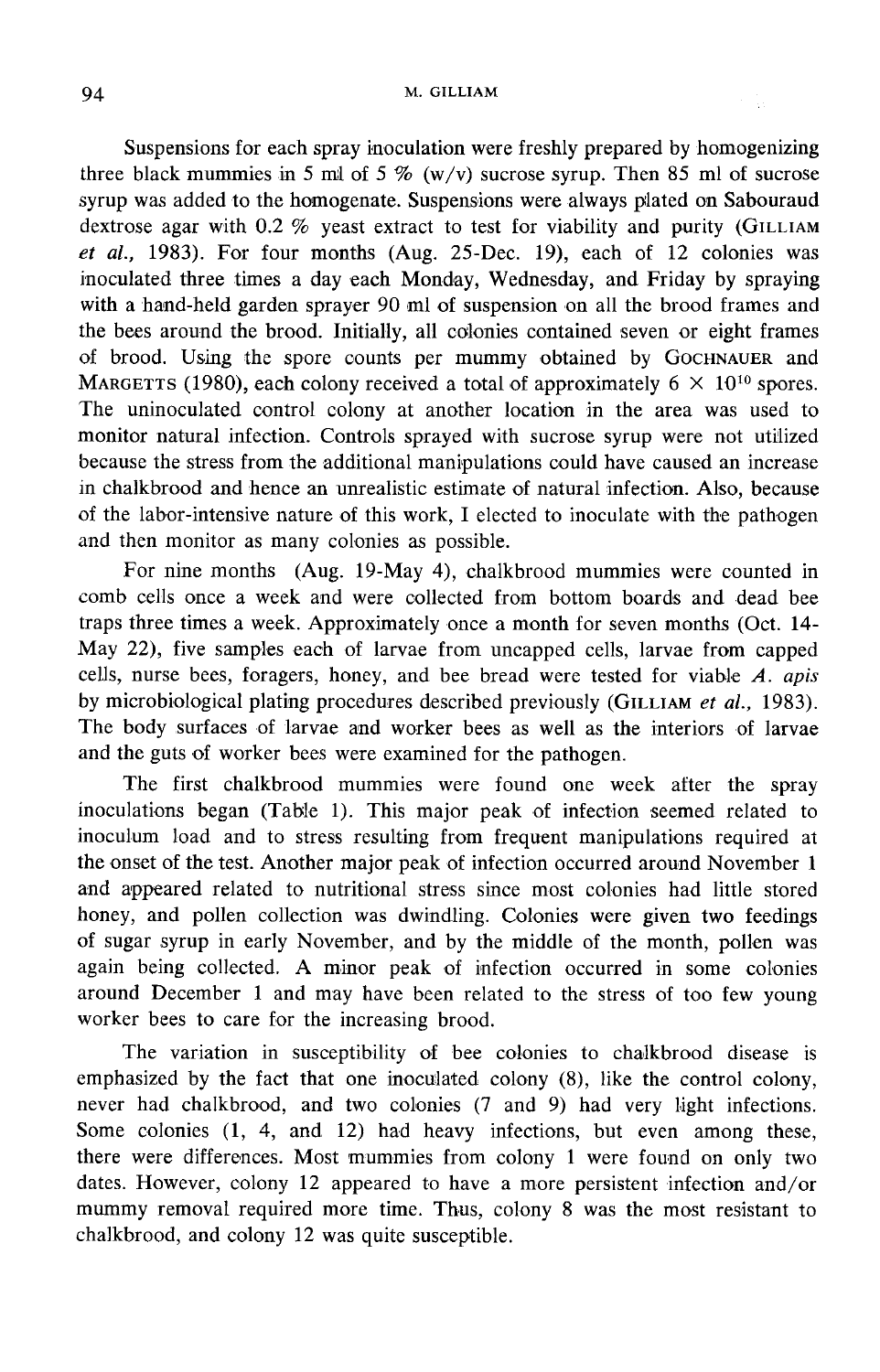Suspensions for each spray inoculation were freshly prepared by homogenizing three black mummies in 5 ml of 5 % (w/v) sucrose syrup. Then 85 ml of sucrose syrup was added to the homogenate. Suspensions were always plated on Sabouraud dextrose agar with 0.2 % yeast extract to test for viability and purity (GILLIAM *et al.*, 1983). For four months (Aug. 25-Dec. 19), each of 12 colonies was inoculated three times a day each Monday, Wednesday, and Friday by spraying with a hand-held garden sprayer 90 ml of suspension on all the brood frames and the bees around the brood. Initially, all colonies contained seven or eight frames of brood. Using the spore counts per mummy obtained by GOCHNAUER and MARGETTS (1980), each colony received a total of approximately $6 \times 10^{10}$ spores. The uninoculated control colony at another location in the area was used to monitor natural infection. Controls sprayed with sucrose syrup were not utilized because the stress from the additional manipulations could have caused an increase in chalkbrood and hence an unrealistic estimate of natural infection. Also, because of the labor-intensive nature of this work, I elected to inoculate with the pathogen and then monitor as many colonies as possible.

For nine months (Aug. 19-May 4), chalkbrood mummies were counted in comb cells once a week and were collected from bottom boards and dead bee traps three times a week. Approximately once a month for seven months (Oct. 14-May 22), five samples each of larvae from uncapped cells, larvae from capped cells, nurse bees, foragers, honey, and bee bread were tested for viable *A. apis* by microbiological plating procedures described previously (GILLIAM *et al.*, 1983). The body surfaces of larvae and worker bees as well as the interiors of larvae and the guts of worker bees were examined for the pathogen.

The first chalkbrood mummies were found one week after the spray inoculations began (Table 1). This major peak of infection seemed related to inoculum load and to stress resulting from frequent manipulations required at the onset of the test. Another major peak of infection occurred around November 1 and appeared related to nutritional stress since most colonies had little stored honey, and pollen collection was dwindling. Colonies were given two feedings of sugar syrup in early November, and by the middle of the month, pollen was again being collected. A minor peak of infection occurred in some colonies around December 1 and may have been related to the stress of too few young worker bees to care for the increasing brood.

The variation in susceptibility of bee colonies to chalkbrood disease is emphasized by the fact that one inoculated colony (8), like the control colony, never had chalkbrood, and two colonies (7 and 9) had very light infections. Some colonies (1, 4, and 12) had heavy infections, but even among these, there were differences. Most mummies from colony 1 were found on only two dates. However, colony 12 appeared to have a more persistent infection and/or mummy removal required more time. Thus, colony 8 was the most resistant to chalkbrood, and colony 12 was quite susceptible.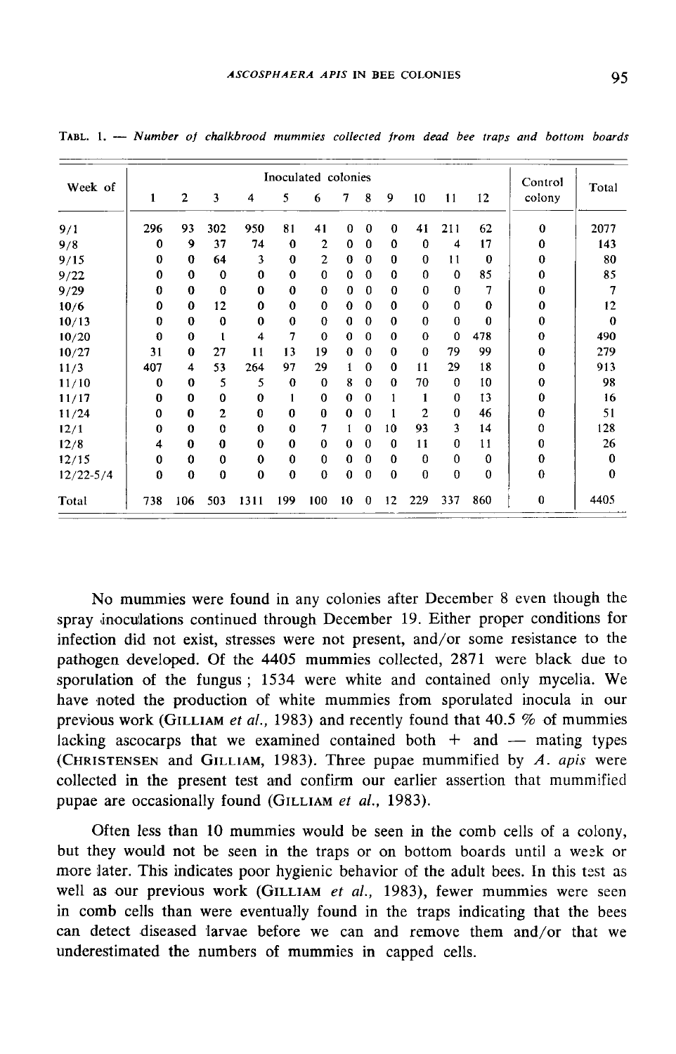TABL. 1. — *Number of chalkbrood mummies collected from dead bee traps and bottom boards*

| Week of | Inoculated colonies | | | | | | | | | | | | Control colony | Total |
|---|---|---|---|---|---|---|---|---|---|---|---|---|---|---|
| | 1 | 2 | 3 | 4 | 5 | 6 | 7 | 8 | 9 | 10 | 11 | 12 | | |
| 9/1 | 296 | 93 | 302 | 950 | 81 | 41 | 0 | 0 | 0 | 41 | 211 | 62 | 0 | 2077 |
| 9/8 | 0 | 9 | 37 | 74 | 0 | 2 | 0 | 0 | 0 | 0 | 4 | 17 | 0 | 143 |
| 9/15 | 0 | 0 | 64 | 3 | 0 | 2 | 0 | 0 | 0 | 0 | 11 | 0 | 0 | 80 |
| 9/22 | 0 | 0 | 0 | 0 | 0 | 0 | 0 | 0 | 0 | 0 | 0 | 85 | 0 | 85 |
| 9/29 | 0 | 0 | 0 | 0 | 0 | 0 | 0 | 0 | 0 | 0 | 0 | 7 | 0 | 7 |
| 10/6 | 0 | 0 | 12 | 0 | 0 | 0 | 0 | 0 | 0 | 0 | 0 | 0 | 0 | 12 |
| 10/13 | 0 | 0 | 0 | 0 | 0 | 0 | 0 | 0 | 0 | 0 | 0 | 0 | 0 | 0 |
| 10/20 | 0 | 0 | 1 | 4 | 7 | 0 | 0 | 0 | 0 | 0 | 0 | 478 | 0 | 490 |
| 10/27 | 31 | 0 | 27 | 11 | 13 | 19 | 0 | 0 | 0 | 0 | 79 | 99 | 0 | 279 |
| 11/3 | 407 | 4 | 53 | 264 | 97 | 29 | 1 | 0 | 0 | 11 | 29 | 18 | 0 | 913 |
| 11/10 | 0 | 0 | 5 | 5 | 0 | 0 | 8 | 0 | 0 | 70 | 0 | 10 | 0 | 98 |
| 11/17 | 0 | 0 | 0 | 0 | 1 | 0 | 0 | 0 | 1 | 1 | 0 | 13 | 0 | 16 |
| 11/24 | 0 | 0 | 2 | 0 | 0 | 0 | 0 | 0 | 1 | 2 | 0 | 46 | 0 | 51 |
| 12/1 | 0 | 0 | 0 | 0 | 0 | 7 | 1 | 0 | 10 | 93 | 3 | 14 | 0 | 128 |
| 12/8 | 4 | 0 | 0 | 0 | 0 | 0 | 0 | 0 | 0 | 11 | 0 | 11 | 0 | 26 |
| 12/15 | 0 | 0 | 0 | 0 | 0 | 0 | 0 | 0 | 0 | 0 | 0 | 0 | 0 | 0 |
| 12/22-5/4 | 0 | 0 | 0 | 0 | 0 | 0 | 0 | 0 | 0 | 0 | 0 | 0 | 0 | 0 |
| Total | 738 | 106 | 503 | 1311 | 199 | 100 | 10 | 0 | 12 | 229 | 337 | 860 | 0 | 4405 |

No mummies were found in any colonies after December 8 even though the spray inoculations continued through December 19. Either proper conditions for infection did not exist, stresses were not present, and/or some resistance to the pathogen developed. Of the 4405 mummies collected, 2871 were black due to sporulation of the fungus ; 1534 were white and contained only mycelia. We have noted the production of white mummies from sporulated inocula in our previous work (GILLIAM *et al.*, 1983) and recently found that 40.5 % of mummies lacking ascocarps that we examined contained both + and — mating types (CHRISTENSEN and GILLIAM, 1983). Three pupae mummified by *A. apis* were collected in the present test and confirm our earlier assertion that mummified pupae are occasionally found (GILLIAM *et al.*, 1983).

Often less than 10 mummies would be seen in the comb cells of a colony, but they would not be seen in the traps or on bottom boards until a week or more later. This indicates poor hygienic behavior of the adult bees. In this test as well as our previous work (GILLIAM *et al.*, 1983), fewer mummies were seen in comb cells than were eventually found in the traps indicating that the bees can detect diseased larvae before we can and remove them and/or that we underestimated the numbers of mummies in capped cells.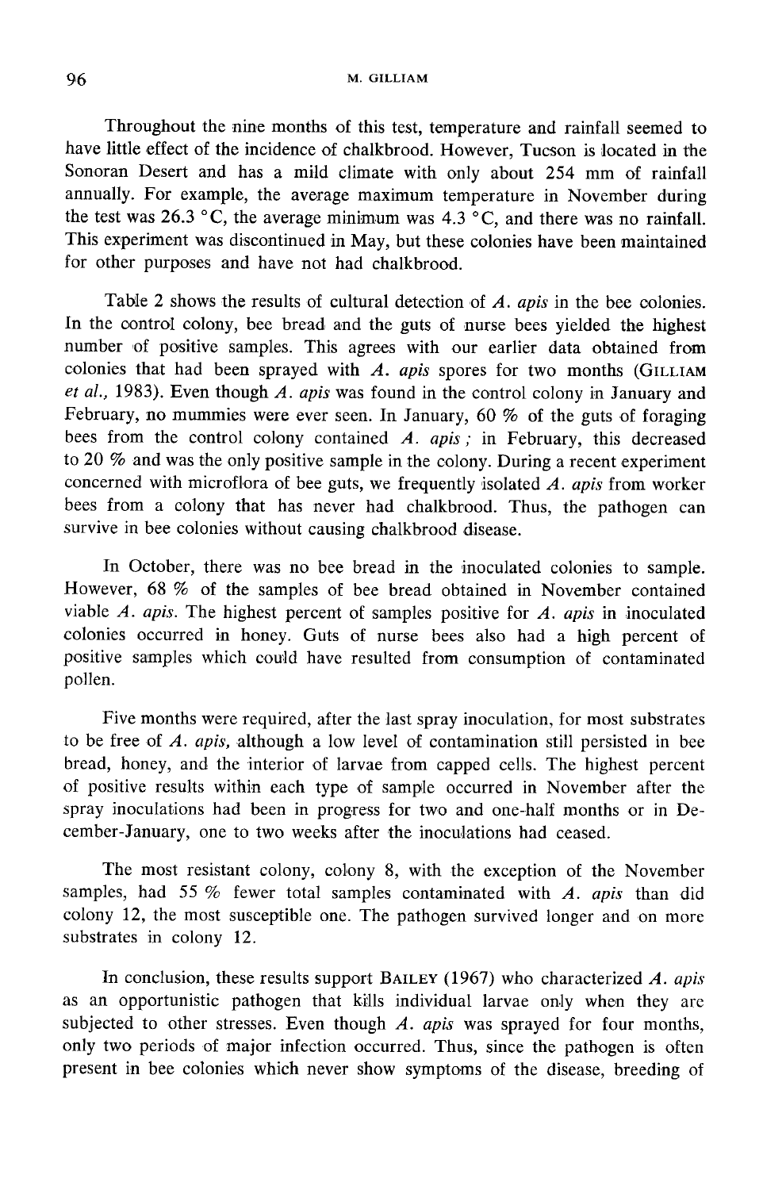Throughout the nine months of this test, temperature and rainfall seemed to have little effect of the incidence of chalkbrood. However, Tucson is located in the Sonoran Desert and has a mild climate with only about 254 mm of rainfall annually. For example, the average maximum temperature in November during the test was 26.3 °C, the average minimum was 4.3 °C, and there was no rainfall. This experiment was discontinued in May, but these colonies have been maintained for other purposes and have not had chalkbrood.

Table 2 shows the results of cultural detection of *A. apis* in the bee colonies. In the control colony, bee bread and the guts of nurse bees yielded the highest number of positive samples. This agrees with our earlier data obtained from colonies that had been sprayed with *A. apis* spores for two months (GILLIAM *et al.*, 1983). Even though *A. apis* was found in the control colony in January and February, no mummies were ever seen. In January, 60 % of the guts of foraging bees from the control colony contained *A. apis* ; in February, this decreased to 20 % and was the only positive sample in the colony. During a recent experiment concerned with microflora of bee guts, we frequently isolated *A. apis* from worker bees from a colony that has never had chalkbrood. Thus, the pathogen can survive in bee colonies without causing chalkbrood disease.

In October, there was no bee bread in the inoculated colonies to sample. However, 68 % of the samples of bee bread obtained in November contained viable *A. apis*. The highest percent of samples positive for *A. apis* in inoculated colonies occurred in honey. Guts of nurse bees also had a high percent of positive samples which could have resulted from consumption of contaminated pollen.

Five months were required, after the last spray inoculation, for most substrates to be free of *A. apis*, although a low level of contamination still persisted in bee bread, honey, and the interior of larvae from capped cells. The highest percent of positive results within each type of sample occurred in November after the spray inoculations had been in progress for two and one-half months or in December-January, one to two weeks after the inoculations had ceased.

The most resistant colony, colony 8, with the exception of the November samples, had 55 % fewer total samples contaminated with *A. apis* than did colony 12, the most susceptible one. The pathogen survived longer and on more substrates in colony 12.

In conclusion, these results support BAILEY (1967) who characterized *A. apis* as an opportunistic pathogen that kills individual larvae only when they are subjected to other stresses. Even though *A. apis* was sprayed for four months, only two periods of major infection occurred. Thus, since the pathogen is often present in bee colonies which never show symptoms of the disease, breeding of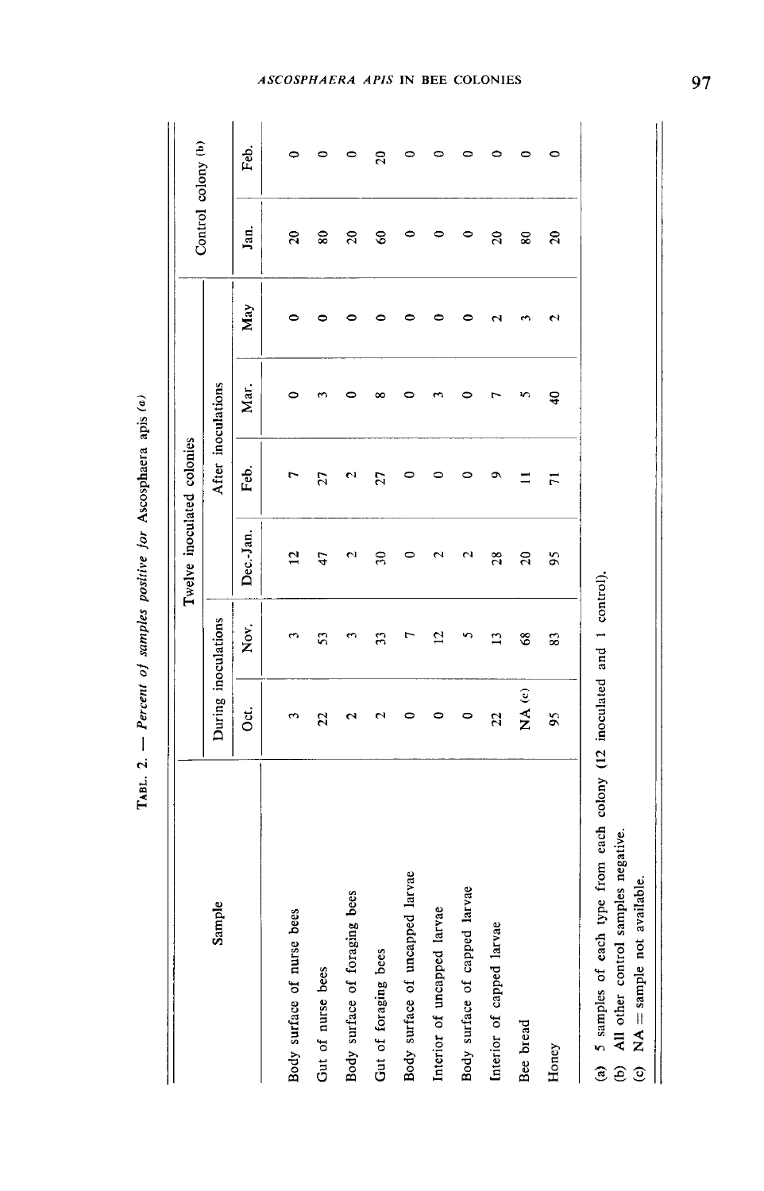TABL. 2. — *Percent of samples positive for* Ascosphaera apis [(a)]

| Sample | Twelve inoculated colonies | | | | | | Control colony [(b)] | |
|---|---|---|---|---|---|---|---|---|
| | During inoculations | | After inoculations | | | | | |
| | Oct. | Nov. | Dec.-Jan. | Feb. | Mar. | May | Jan. | Feb. |
| Body surface of nurse bees | 3 | 3 | 12 | 7 | 0 | 0 | 20 | 0 |
| Gut of nurse bees | 22 | 53 | 47 | 27 | 3 | 0 | 80 | 0 |
| Body surface of foraging bees | 2 | 3 | 2 | 2 | 0 | 0 | 20 | 0 |
| Gut of foraging bees | 2 | 33 | 30 | 27 | 8 | 0 | 60 | 20 |
| Body surface of uncapped larvae | 0 | 7 | 0 | 0 | 0 | 0 | 0 | 0 |
| Interior of uncapped larvae | 0 | 12 | 2 | 0 | 3 | 0 | 0 | 0 |
| Body surface of capped larvae | 0 | 5 | 2 | 0 | 0 | 0 | 0 | 0 |
| Interior of capped larvae | 22 | 13 | 28 | 9 | 7 | 2 | 20 | 0 |
| Bee bread | NA [(c)] | 68 | 20 | 11 | 5 | 3 | 80 | 0 |
| Honey | 95 | 83 | 95 | 71 | 40 | 2 | 20 | 0 |

(a) 5 samples of each type from each colony (12 inoculated and 1 control).
(b) All other control samples negative.
(c) NA = sample not available.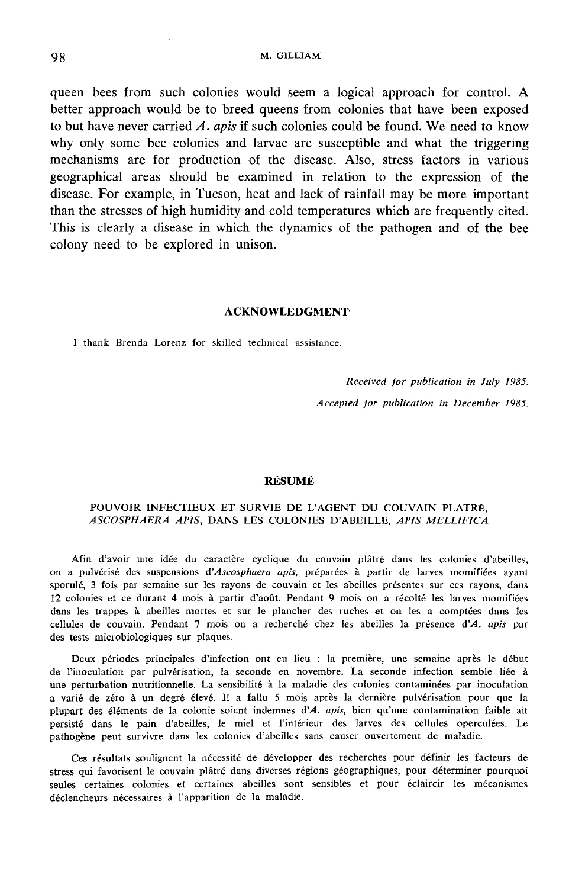queen bees from such colonies would seem a logical approach for control. A better approach would be to breed queens from colonies that have been exposed to but have never carried *A. apis* if such colonies could be found. We need to know why only some bee colonies and larvae are susceptible and what the triggering mechanisms are for production of the disease. Also, stress factors in various geographical areas should be examined in relation to the expression of the disease. For example, in Tucson, heat and lack of rainfall may be more important than the stresses of high humidity and cold temperatures which are frequently cited. This is clearly a disease in which the dynamics of the pathogen and of the bee colony need to be explored in unison.

## ACKNOWLEDGMENT

I thank Brenda Lorenz for skilled technical assistance.

*Received for publication in July 1985.*

*Accepted for publication in December 1985.*

## RÉSUMÉ

### POUVOIR INFECTIEUX ET SURVIE DE L'AGENT DU COUVAIN PLATRÉ, *ASCOSPHAERA APIS*, DANS LES COLONIES D'ABEILLE, *APIS MELLIFICA*

Afin d'avoir une idée du caractère cyclique du couvain plâtré dans les colonies d'abeilles, on a pulvérisé des suspensions d'*Ascosphaera apis*, préparées à partir de larves momifiées ayant sporulé, 3 fois par semaine sur les rayons de couvain et les abeilles présentes sur ces rayons, dans 12 colonies et ce durant 4 mois à partir d'août. Pendant 9 mois on a récolté les larves momifiées dans les trappes à abeilles mortes et sur le plancher des ruches et on les a comptées dans les cellules de couvain. Pendant 7 mois on a recherché chez les abeilles la présence d'*A. apis* par des tests microbiologiques sur plaques.

Deux périodes principales d'infection ont eu lieu : la première, une semaine après le début de l'inoculation par pulvérisation, la seconde en novembre. La seconde infection semble liée à une perturbation nutritionnelle. La sensibilité à la maladie des colonies contaminées par inoculation a varié de zéro à un degré élevé. Il a fallu 5 mois après la dernière pulvérisation pour que la plupart des éléments de la colonie soient indemnes d'*A. apis*, bien qu'une contamination faible ait persisté dans le pain d'abeilles, le miel et l'intérieur des larves des cellules operculées. Le pathogène peut survivre dans les colonies d'abeilles sans causer ouvertement de maladie.

Ces résultats soulignent la nécessité de développer des recherches pour définir les facteurs de stress qui favorisent le couvain plâtré dans diverses régions géographiques, pour déterminer pourquoi seules certaines colonies et certaines abeilles sont sensibles et pour éclaircir les mécanismes déclencheurs nécessaires à l'apparition de la maladie.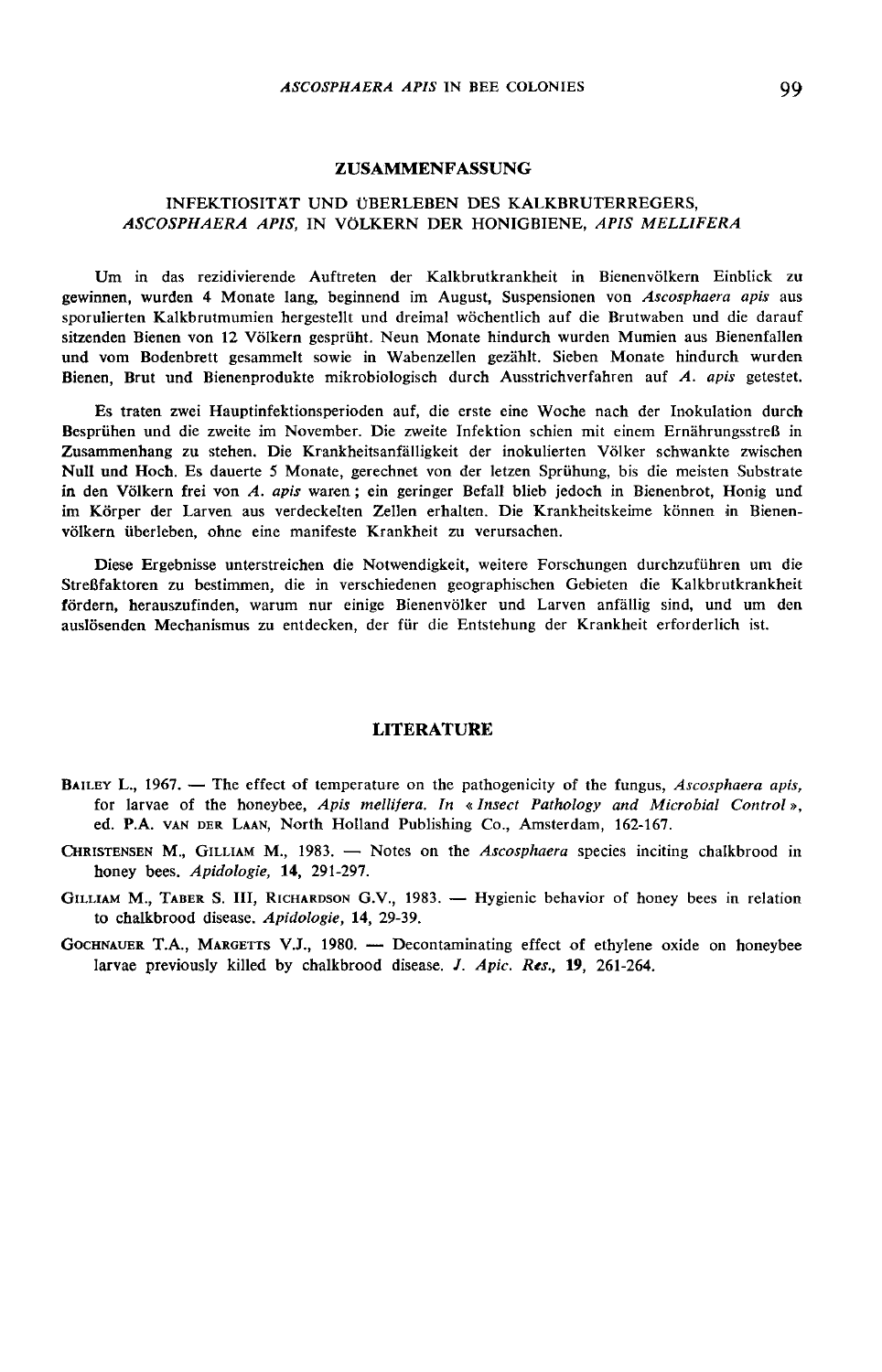## ZUSAMMENFASSUNG

### INFEKTIOSITÄT UND ÜBERLEBEN DES KALKBRUTERREGERS, *ASCOSPHAERA APIS*, IN VÖLKERN DER HONIGBIENE, *APIS MELLIFERA*

Um in das rezidivierende Auftreten der Kalkbrutkrankheit in Bienenvölkern Einblick zu gewinnen, wurden 4 Monate lang, beginnend im August, Suspensionen von *Ascosphaera apis* aus sporulierten Kalkbrutmumien hergestellt und dreimal wöchentlich auf die Brutwaben und die darauf sitzenden Bienen von 12 Völkern gesprüht. Neun Monate hindurch wurden Mumien aus Bienenfallen und vom Bodenbrett gesammelt sowie in Wabenzellen gezählt. Sieben Monate hindurch wurden Bienen, Brut und Bienenprodukte mikrobiologisch durch Ausstrichverfahren auf *A. apis* getestet.

Es traten zwei Hauptinfektionsperioden auf, die erste eine Woche nach der Inokulation durch Besprühen und die zweite im November. Die zweite Infektion schien mit einem Ernährungsstreß in Zusammenhang zu stehen. Die Krankheitsanfälligkeit der inokulierten Völker schwankte zwischen Null und Hoch. Es dauerte 5 Monate, gerechnet von der letzten Sprühung, bis die meisten Substrate in den Völkern frei von *A. apis* waren ; ein geringer Befall blieb jedoch in Bienenbrot, Honig und im Körper der Larven aus verdeckelten Zellen erhalten. Die Krankheitskeime können in Bienenvölkern überleben, ohne eine manifeste Krankheit zu verursachen.

Diese Ergebnisse unterstreichen die Notwendigkeit, weitere Forschungen durchzuführen um die Streßfaktoren zu bestimmen, die in verschiedenen geographischen Gebieten die Kalkbrutkrankheit fördern, herauszufinden, warum nur einige Bienenvölker und Larven anfällig sind, und um den auslösenden Mechanismus zu entdecken, der für die Entstehung der Krankheit erforderlich ist.

## LITERATURE

BAILEY L., 1967. — The effect of temperature on the pathogenicity of the fungus, *Ascosphaera apis*, for larvae of the honeybee, *Apis mellifera*. *In « Insect Pathology and Microbial Control »*, ed. P.A. VAN DER LAAN, North Holland Publishing Co., Amsterdam, 162-167.

CHRISTENSEN M., GILLIAM M., 1983. — Notes on the *Ascosphaera* species inciting chalkbrood in honey bees. *Apidologie*, **14**, 291-297.

GILLIAM M., TABER S. III, RICHARDSON G.V., 1983. — Hygienic behavior of honey bees in relation to chalkbrood disease. *Apidologie*, **14**, 29-39.

GOCHNAUER T.A., MARGETTS V.J., 1980. — Decontaminating effect of ethylene oxide on honeybee larvae previously killed by chalkbrood disease. *J. Apic. Res.*, **19**, 261-264.